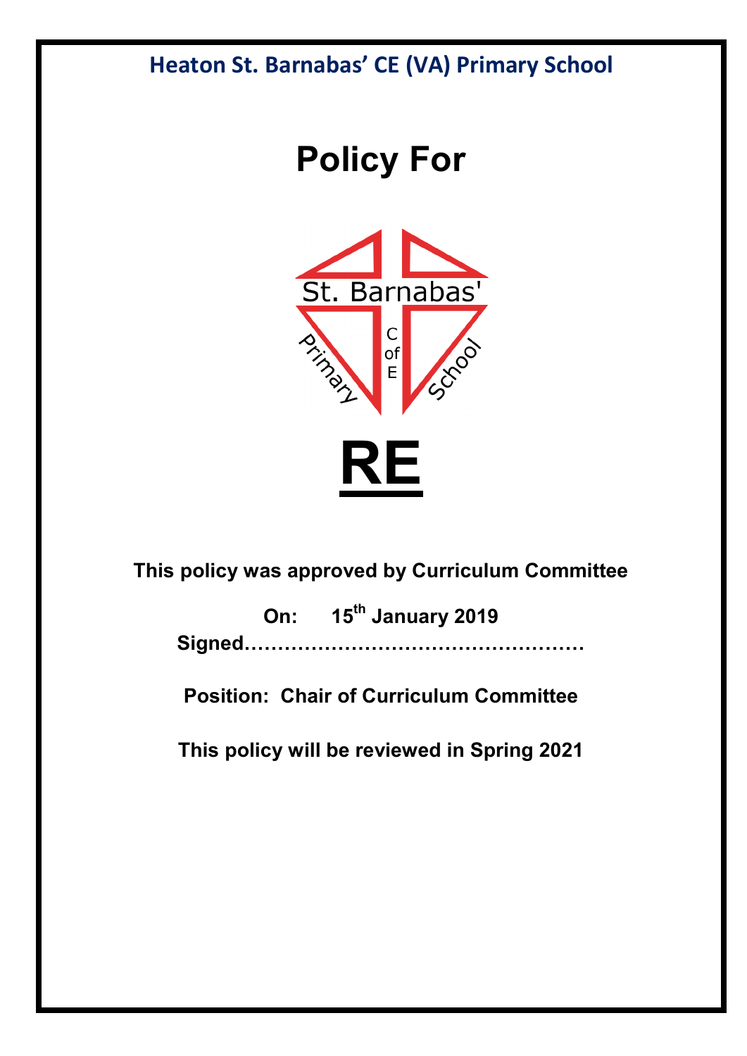**Heaton St. Barnabas' CE (VA) Primary School**

# Policy For

St. Barnabas' C of E Primary School

# RE

**This policy was approved by Curriculum Committee**

**On: 15th January 2019**

**Signed……………………………………………**

**Position: Chair of Curriculum Committee**

**This policy will be reviewed in Spring 2021**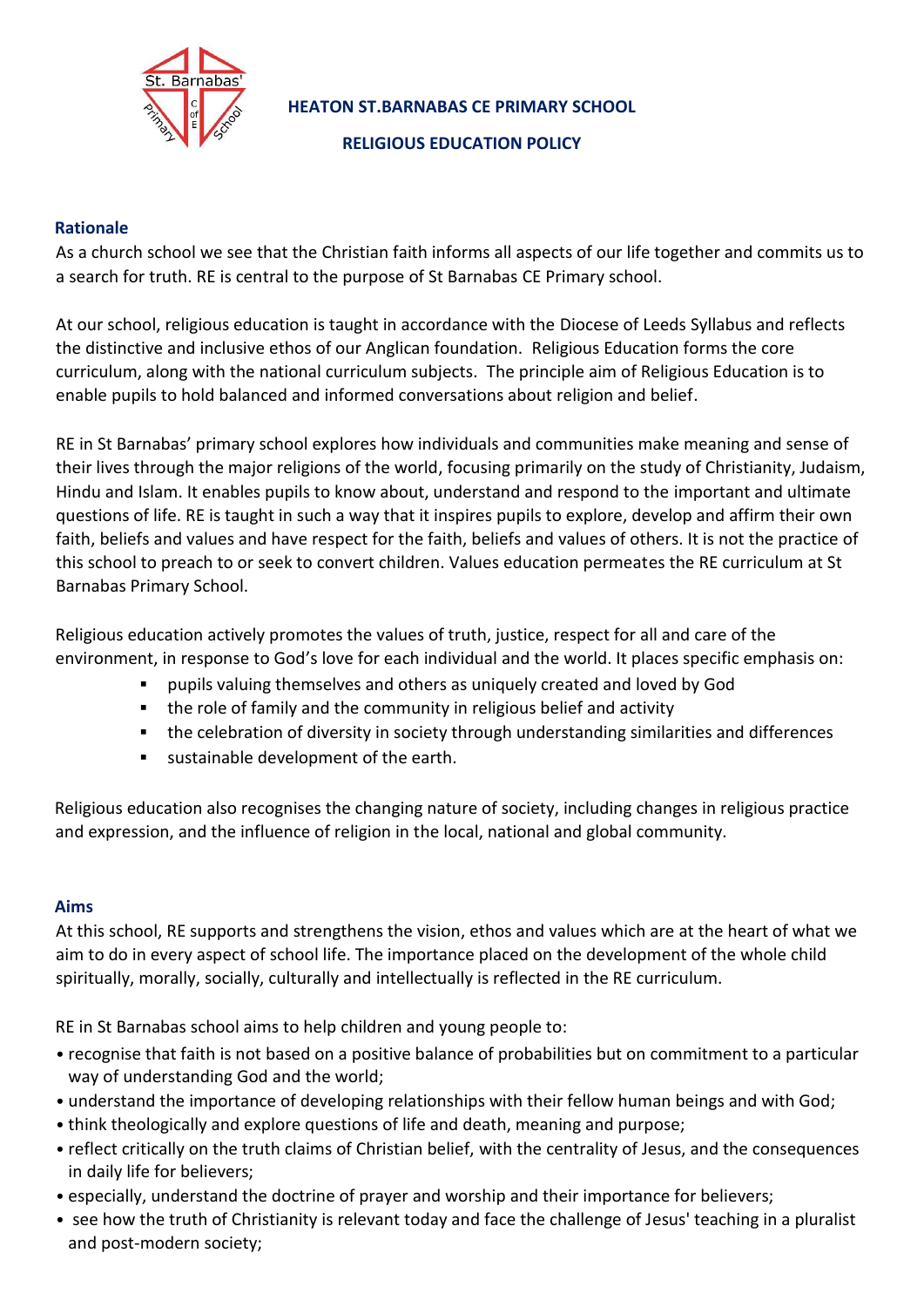# HEATON ST.BARNABAS CE PRIMARY SCHOOL

## RELIGIOUS EDUCATION POLICY

### Rationale

As a church school we see that the Christian faith informs all aspects of our life together and commits us to a search for truth. RE is central to the purpose of St Barnabas CE Primary school.

At our school, religious education is taught in accordance with the Diocese of Leeds Syllabus and reflects the distinctive and inclusive ethos of our Anglican foundation. Religious Education forms the core curriculum, along with the national curriculum subjects. The principle aim of Religious Education is to enable pupils to hold balanced and informed conversations about religion and belief.

RE in St Barnabas' primary school explores how individuals and communities make meaning and sense of their lives through the major religions of the world, focusing primarily on the study of Christianity, Judaism, Hindu and Islam. It enables pupils to know about, understand and respond to the important and ultimate questions of life. RE is taught in such a way that it inspires pupils to explore, develop and affirm their own faith, beliefs and values and have respect for the faith, beliefs and values of others. It is not the practice of this school to preach to or seek to convert children. Values education permeates the RE curriculum at St Barnabas Primary School.

Religious education actively promotes the values of truth, justice, respect for all and care of the environment, in response to God's love for each individual and the world. It places specific emphasis on:

- pupils valuing themselves and others as uniquely created and loved by God
- the role of family and the community in religious belief and activity
- the celebration of diversity in society through understanding similarities and differences
- sustainable development of the earth.

Religious education also recognises the changing nature of society, including changes in religious practice and expression, and the influence of religion in the local, national and global community.

### Aims

At this school, RE supports and strengthens the vision, ethos and values which are at the heart of what we aim to do in every aspect of school life. The importance placed on the development of the whole child spiritually, morally, socially, culturally and intellectually is reflected in the RE curriculum.

RE in St Barnabas school aims to help children and young people to:

- recognise that faith is not based on a positive balance of probabilities but on commitment to a particular way of understanding God and the world;
- understand the importance of developing relationships with their fellow human beings and with God;
- think theologically and explore questions of life and death, meaning and purpose;
- reflect critically on the truth claims of Christian belief, with the centrality of Jesus, and the consequences in daily life for believers;
- especially, understand the doctrine of prayer and worship and their importance for believers;
- see how the truth of Christianity is relevant today and face the challenge of Jesus' teaching in a pluralist and post-modern society;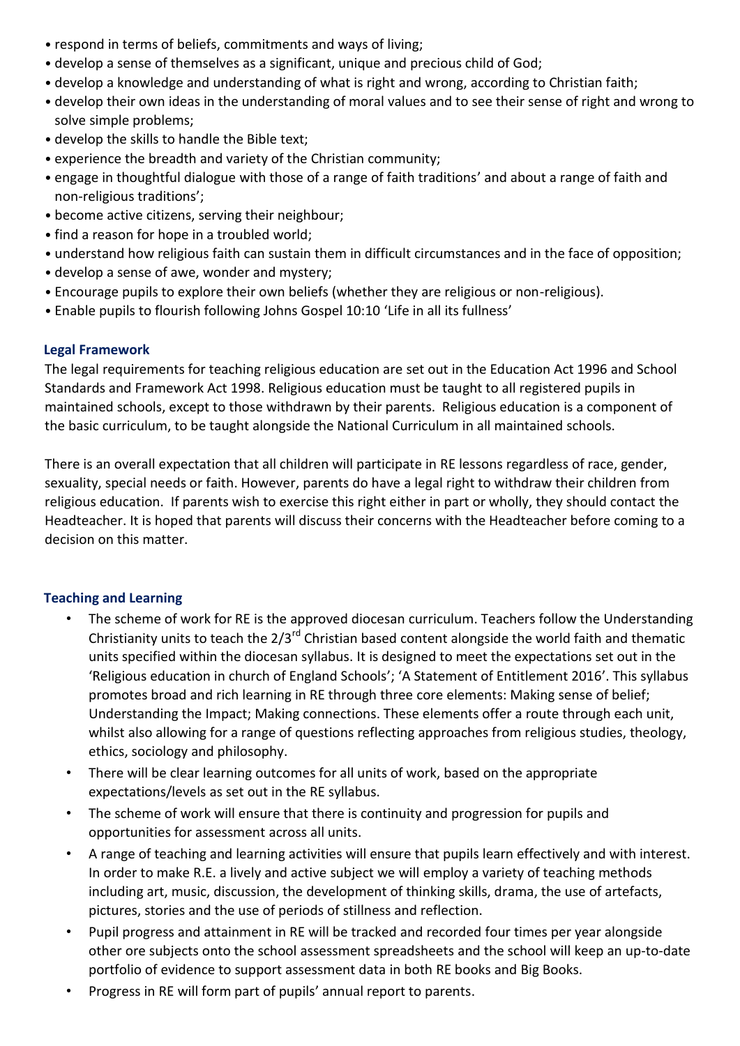- respond in terms of beliefs, commitments and ways of living;
- develop a sense of themselves as a significant, unique and precious child of God;
- develop a knowledge and understanding of what is right and wrong, according to Christian faith;
- develop their own ideas in the understanding of moral values and to see their sense of right and wrong to solve simple problems;
- develop the skills to handle the Bible text;
- experience the breadth and variety of the Christian community;
- engage in thoughtful dialogue with those of a range of faith traditions' and about a range of faith and non-religious traditions';
- become active citizens, serving their neighbour;
- find a reason for hope in a troubled world;
- understand how religious faith can sustain them in difficult circumstances and in the face of opposition;
- develop a sense of awe, wonder and mystery;
- Encourage pupils to explore their own beliefs (whether they are religious or non-religious).
- Enable pupils to flourish following Johns Gospel 10:10 'Life in all its fullness'

## Legal Framework

The legal requirements for teaching religious education are set out in the Education Act 1996 and School Standards and Framework Act 1998. Religious education must be taught to all registered pupils in maintained schools, except to those withdrawn by their parents. Religious education is a component of the basic curriculum, to be taught alongside the National Curriculum in all maintained schools.

There is an overall expectation that all children will participate in RE lessons regardless of race, gender, sexuality, special needs or faith. However, parents do have a legal right to withdraw their children from religious education. If parents wish to exercise this right either in part or wholly, they should contact the Headteacher. It is hoped that parents will discuss their concerns with the Headteacher before coming to a decision on this matter.

## Teaching and Learning

- The scheme of work for RE is the approved diocesan curriculum. Teachers follow the Understanding Christianity units to teach the 2/3rd Christian based content alongside the world faith and thematic units specified within the diocesan syllabus. It is designed to meet the expectations set out in the 'Religious education in church of England Schools'; 'A Statement of Entitlement 2016'. This syllabus promotes broad and rich learning in RE through three core elements: Making sense of belief; Understanding the Impact; Making connections. These elements offer a route through each unit, whilst also allowing for a range of questions reflecting approaches from religious studies, theology, ethics, sociology and philosophy.
- There will be clear learning outcomes for all units of work, based on the appropriate expectations/levels as set out in the RE syllabus.
- The scheme of work will ensure that there is continuity and progression for pupils and opportunities for assessment across all units.
- A range of teaching and learning activities will ensure that pupils learn effectively and with interest. In order to make R.E. a lively and active subject we will employ a variety of teaching methods including art, music, discussion, the development of thinking skills, drama, the use of artefacts, pictures, stories and the use of periods of stillness and reflection.
- Pupil progress and attainment in RE will be tracked and recorded four times per year alongside other ore subjects onto the school assessment spreadsheets and the school will keep an up-to-date portfolio of evidence to support assessment data in both RE books and Big Books.
- Progress in RE will form part of pupils' annual report to parents.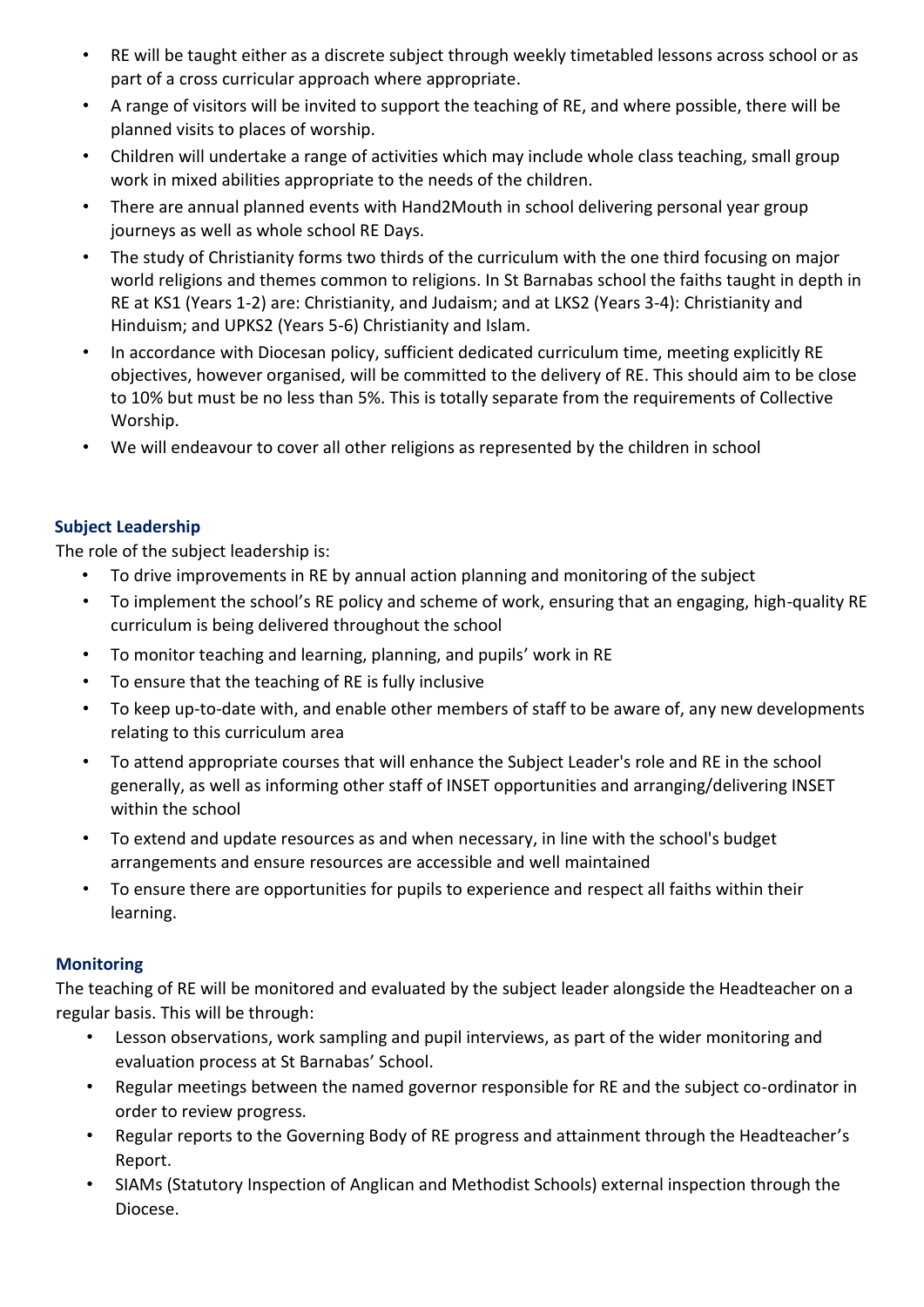- RE will be taught either as a discrete subject through weekly timetabled lessons across school or as part of a cross curricular approach where appropriate.
- A range of visitors will be invited to support the teaching of RE, and where possible, there will be planned visits to places of worship.
- Children will undertake a range of activities which may include whole class teaching, small group work in mixed abilities appropriate to the needs of the children.
- There are annual planned events with Hand2Mouth in school delivering personal year group journeys as well as whole school RE Days.
- The study of Christianity forms two thirds of the curriculum with the one third focusing on major world religions and themes common to religions. In St Barnabas school the faiths taught in depth in RE at KS1 (Years 1-2) are: Christianity, and Judaism; and at LKS2 (Years 3-4): Christianity and Hinduism; and UPKS2 (Years 5-6) Christianity and Islam.
- In accordance with Diocesan policy, sufficient dedicated curriculum time, meeting explicitly RE objectives, however organised, will be committed to the delivery of RE. This should aim to be close to 10% but must be no less than 5%. This is totally separate from the requirements of Collective Worship.
- We will endeavour to cover all other religions as represented by the children in school

### Subject Leadership

The role of the subject leadership is:

- To drive improvements in RE by annual action planning and monitoring of the subject
- To implement the school's RE policy and scheme of work, ensuring that an engaging, high-quality RE curriculum is being delivered throughout the school
- To monitor teaching and learning, planning, and pupils' work in RE
- To ensure that the teaching of RE is fully inclusive
- To keep up-to-date with, and enable other members of staff to be aware of, any new developments relating to this curriculum area
- To attend appropriate courses that will enhance the Subject Leader's role and RE in the school generally, as well as informing other staff of INSET opportunities and arranging/delivering INSET within the school
- To extend and update resources as and when necessary, in line with the school's budget arrangements and ensure resources are accessible and well maintained
- To ensure there are opportunities for pupils to experience and respect all faiths within their learning.

### Monitoring

The teaching of RE will be monitored and evaluated by the subject leader alongside the Headteacher on a regular basis. This will be through:

- Lesson observations, work sampling and pupil interviews, as part of the wider monitoring and evaluation process at St Barnabas' School.
- Regular meetings between the named governor responsible for RE and the subject co-ordinator in order to review progress.
- Regular reports to the Governing Body of RE progress and attainment through the Headteacher's Report.
- SIAMs (Statutory Inspection of Anglican and Methodist Schools) external inspection through the Diocese.